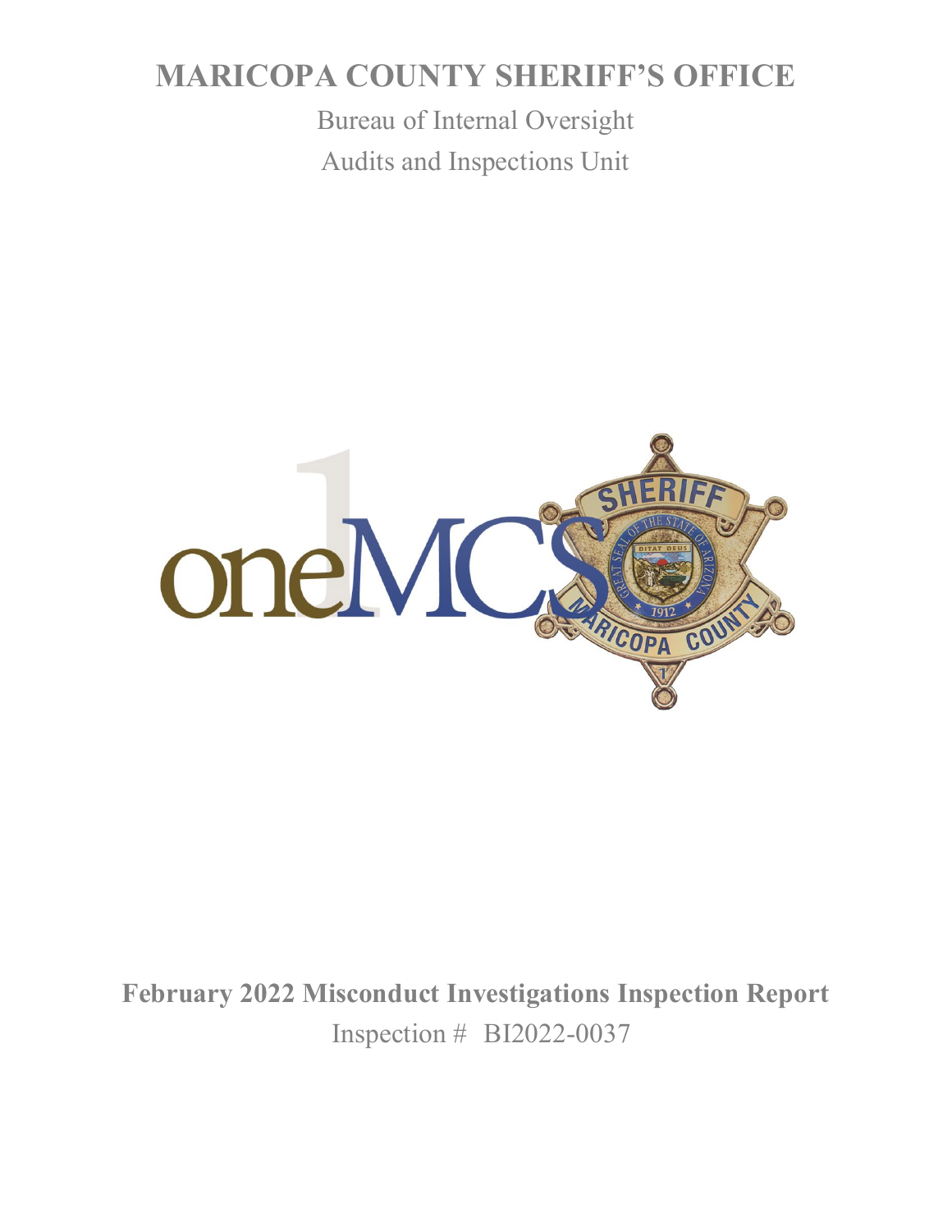# MARICOPA COUNTY SHERIFF'S OFFICE

Bureau of Internal Oversight

Audits and Inspections Unit

**February 2022 Misconduct Investigations Inspection Report**

Inspection # BI2022-0037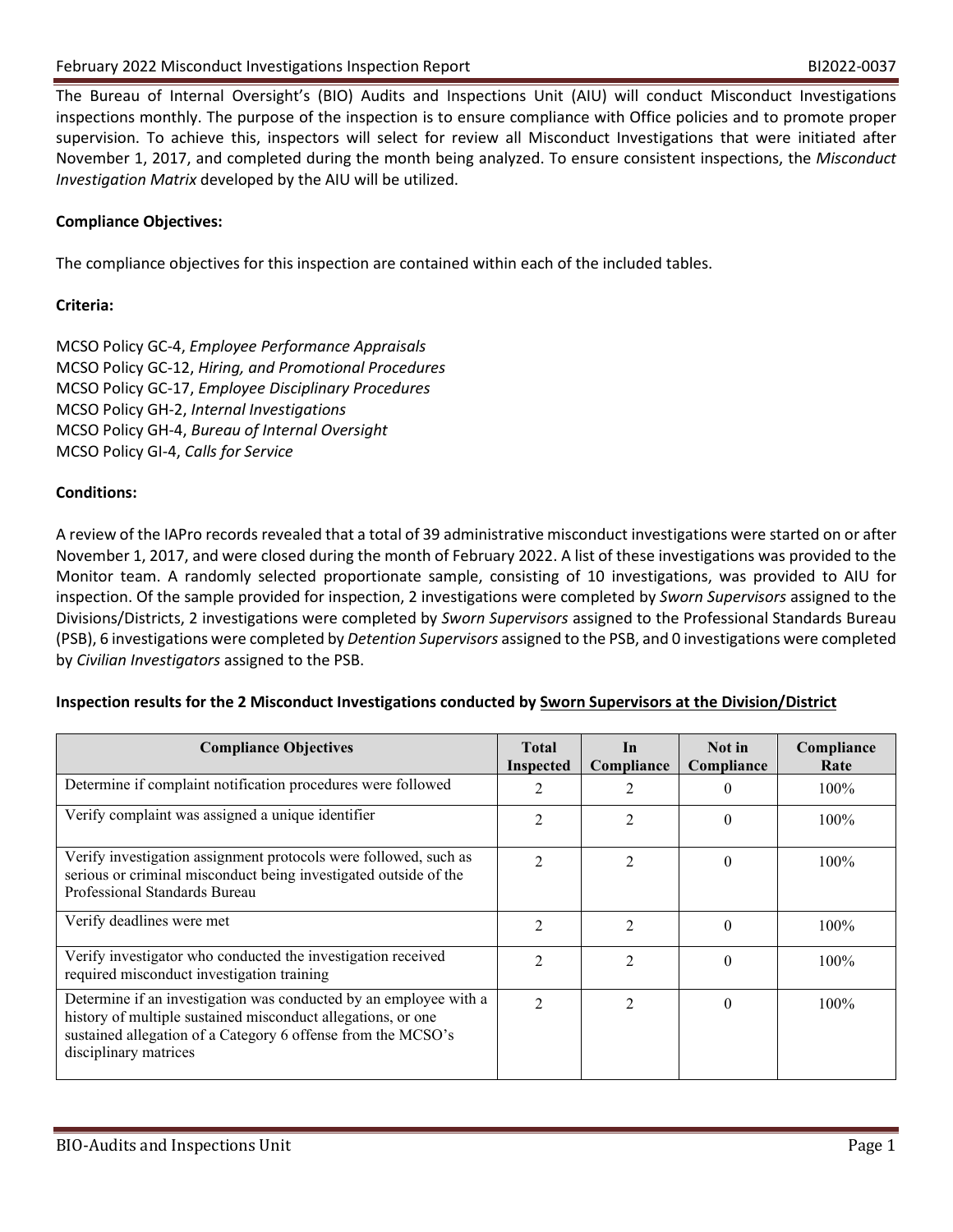The Bureau of Internal Oversight's (BIO) Audits and Inspections Unit (AIU) will conduct Misconduct Investigations inspections monthly. The purpose of the inspection is to ensure compliance with Office policies and to promote proper supervision. To achieve this, inspectors will select for review all Misconduct Investigations that were initiated after November 1, 2017, and completed during the month being analyzed. To ensure consistent inspections, the *Misconduct Investigation Matrix* developed by the AIU will be utilized.

**Compliance Objectives:**

The compliance objectives for this inspection are contained within each of the included tables.

**Criteria:**

MCSO Policy GC-4, *Employee Performance Appraisals*
MCSO Policy GC-12, *Hiring, and Promotional Procedures*
MCSO Policy GC-17, *Employee Disciplinary Procedures*
MCSO Policy GH-2, *Internal Investigations*
MCSO Policy GH-4, *Bureau of Internal Oversight*
MCSO Policy GI-4, *Calls for Service*

**Conditions:**

A review of the IAPro records revealed that a total of 39 administrative misconduct investigations were started on or after November 1, 2017, and were closed during the month of February 2022. A list of these investigations was provided to the Monitor team. A randomly selected proportionate sample, consisting of 10 investigations, was provided to AIU for inspection. Of the sample provided for inspection, 2 investigations were completed by *Sworn Supervisors* assigned to the Divisions/Districts, 2 investigations were completed by *Sworn Supervisors* assigned to the Professional Standards Bureau (PSB), 6 investigations were completed by *Detention Supervisors* assigned to the PSB, and 0 investigations were completed by *Civilian Investigators* assigned to the PSB.

**Inspection results for the 2 Misconduct Investigations conducted by Sworn Supervisors at the Division/District**

| Compliance Objectives | Total Inspected | In Compliance | Not in Compliance | Compliance Rate |
|---|---|---|---|---|
| Determine if complaint notification procedures were followed | 2 | 2 | 0 | 100% |
| Verify complaint was assigned a unique identifier | 2 | 2 | 0 | 100% |
| Verify investigation assignment protocols were followed, such as serious or criminal misconduct being investigated outside of the Professional Standards Bureau | 2 | 2 | 0 | 100% |
| Verify deadlines were met | 2 | 2 | 0 | 100% |
| Verify investigator who conducted the investigation received required misconduct investigation training | 2 | 2 | 0 | 100% |
| Determine if an investigation was conducted by an employee with a history of multiple sustained misconduct allegations, or one sustained allegation of a Category 6 offense from the MCSO's disciplinary matrices | 2 | 2 | 0 | 100% |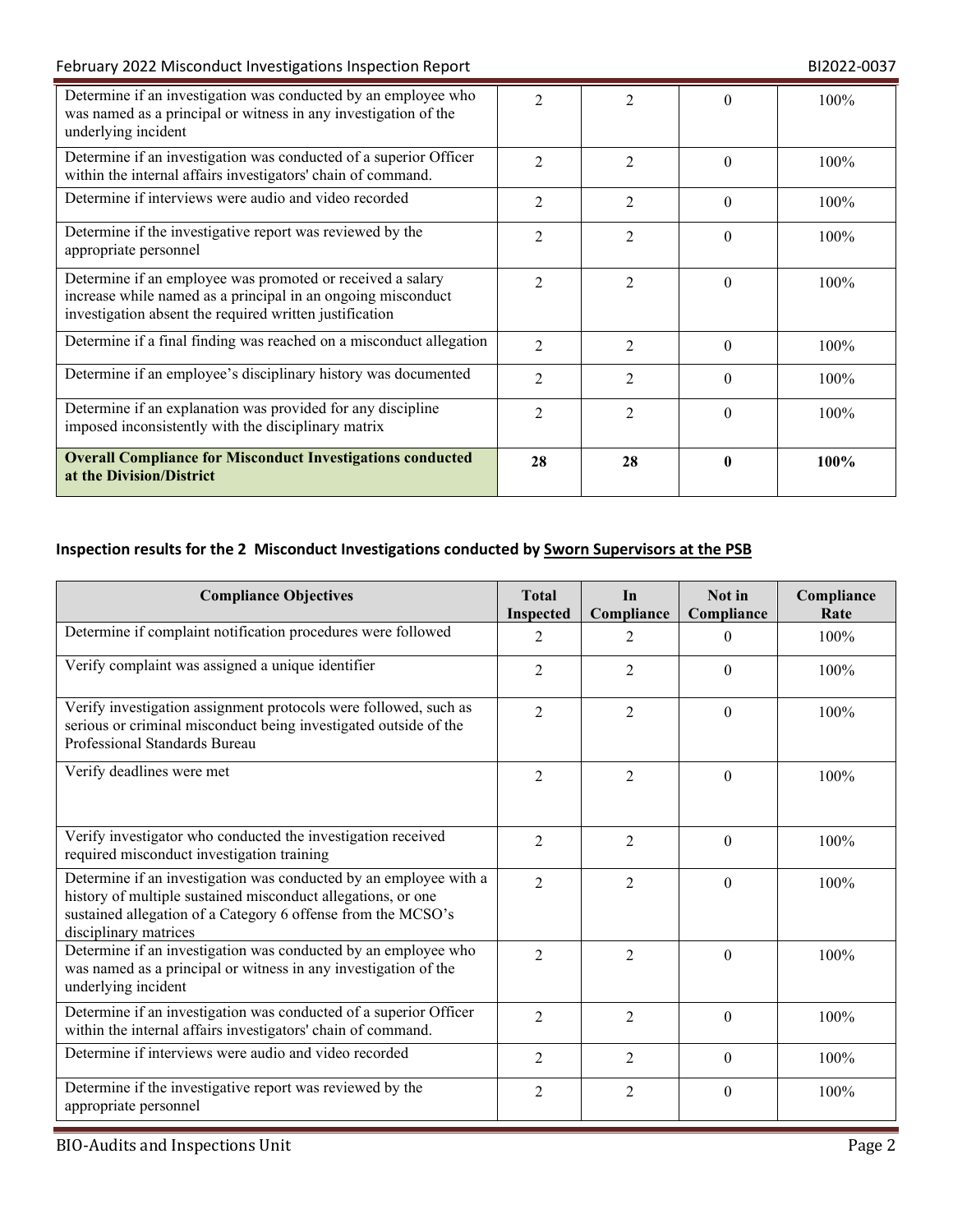| | | | | |
|---|---|---|---|---|
| Determine if an investigation was conducted by an employee who was named as a principal or witness in any investigation of the underlying incident | 2 | 2 | 0 | 100% |
| Determine if an investigation was conducted of a superior Officer within the internal affairs investigators' chain of command. | 2 | 2 | 0 | 100% |
| Determine if interviews were audio and video recorded | 2 | 2 | 0 | 100% |
| Determine if the investigative report was reviewed by the appropriate personnel | 2 | 2 | 0 | 100% |
| Determine if an employee was promoted or received a salary increase while named as a principal in an ongoing misconduct investigation absent the required written justification | 2 | 2 | 0 | 100% |
| Determine if a final finding was reached on a misconduct allegation | 2 | 2 | 0 | 100% |
| Determine if an employee's disciplinary history was documented | 2 | 2 | 0 | 100% |
| Determine if an explanation was provided for any discipline imposed inconsistently with the disciplinary matrix | 2 | 2 | 0 | 100% |
| **Overall Compliance for Misconduct Investigations conducted at the Division/District** | **28** | **28** | **0** | **100%** |

**Inspection results for the 2 Misconduct Investigations conducted by Sworn Supervisors at the PSB**

| Compliance Objectives | Total Inspected | In Compliance | Not in Compliance | Compliance Rate |
|---|---|---|---|---|
| Determine if complaint notification procedures were followed | 2 | 2 | 0 | 100% |
| Verify complaint was assigned a unique identifier | 2 | 2 | 0 | 100% |
| Verify investigation assignment protocols were followed, such as serious or criminal misconduct being investigated outside of the Professional Standards Bureau | 2 | 2 | 0 | 100% |
| Verify deadlines were met | 2 | 2 | 0 | 100% |
| Verify investigator who conducted the investigation received required misconduct investigation training | 2 | 2 | 0 | 100% |
| Determine if an investigation was conducted by an employee with a history of multiple sustained misconduct allegations, or one sustained allegation of a Category 6 offense from the MCSO's disciplinary matrices | 2 | 2 | 0 | 100% |
| Determine if an investigation was conducted by an employee who was named as a principal or witness in any investigation of the underlying incident | 2 | 2 | 0 | 100% |
| Determine if an investigation was conducted of a superior Officer within the internal affairs investigators' chain of command. | 2 | 2 | 0 | 100% |
| Determine if interviews were audio and video recorded | 2 | 2 | 0 | 100% |
| Determine if the investigative report was reviewed by the appropriate personnel | 2 | 2 | 0 | 100% |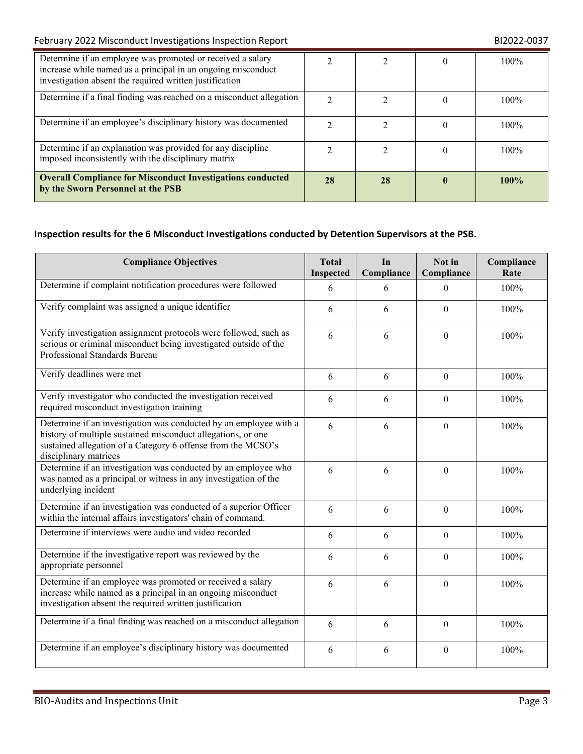| Determine if an employee was promoted or received a salary increase while named as a principal in an ongoing misconduct investigation absent the required written justification | 2 | 2 | 0 | 100% |
|---|---|---|---|---|
| Determine if a final finding was reached on a misconduct allegation | 2 | 2 | 0 | 100% |
| Determine if an employee's disciplinary history was documented | 2 | 2 | 0 | 100% |
| Determine if an explanation was provided for any discipline imposed inconsistently with the disciplinary matrix | 2 | 2 | 0 | 100% |
| **Overall Compliance for Misconduct Investigations conducted by the Sworn Personnel at the PSB** | **28** | **28** | **0** | **100%** |

**Inspection results for the 6 Misconduct Investigations conducted by Detention Supervisors at the PSB.**

| Compliance Objectives | Total Inspected | In Compliance | Not in Compliance | Compliance Rate |
|---|---|---|---|---|
| Determine if complaint notification procedures were followed | 6 | 6 | 0 | 100% |
| Verify complaint was assigned a unique identifier | 6 | 6 | 0 | 100% |
| Verify investigation assignment protocols were followed, such as serious or criminal misconduct being investigated outside of the Professional Standards Bureau | 6 | 6 | 0 | 100% |
| Verify deadlines were met | 6 | 6 | 0 | 100% |
| Verify investigator who conducted the investigation received required misconduct investigation training | 6 | 6 | 0 | 100% |
| Determine if an investigation was conducted by an employee with a history of multiple sustained misconduct allegations, or one sustained allegation of a Category 6 offense from the MCSO's disciplinary matrices | 6 | 6 | 0 | 100% |
| Determine if an investigation was conducted by an employee who was named as a principal or witness in any investigation of the underlying incident | 6 | 6 | 0 | 100% |
| Determine if an investigation was conducted of a superior Officer within the internal affairs investigators' chain of command. | 6 | 6 | 0 | 100% |
| Determine if interviews were audio and video recorded | 6 | 6 | 0 | 100% |
| Determine if the investigative report was reviewed by the appropriate personnel | 6 | 6 | 0 | 100% |
| Determine if an employee was promoted or received a salary increase while named as a principal in an ongoing misconduct investigation absent the required written justification | 6 | 6 | 0 | 100% |
| Determine if a final finding was reached on a misconduct allegation | 6 | 6 | 0 | 100% |
| Determine if an employee's disciplinary history was documented | 6 | 6 | 0 | 100% |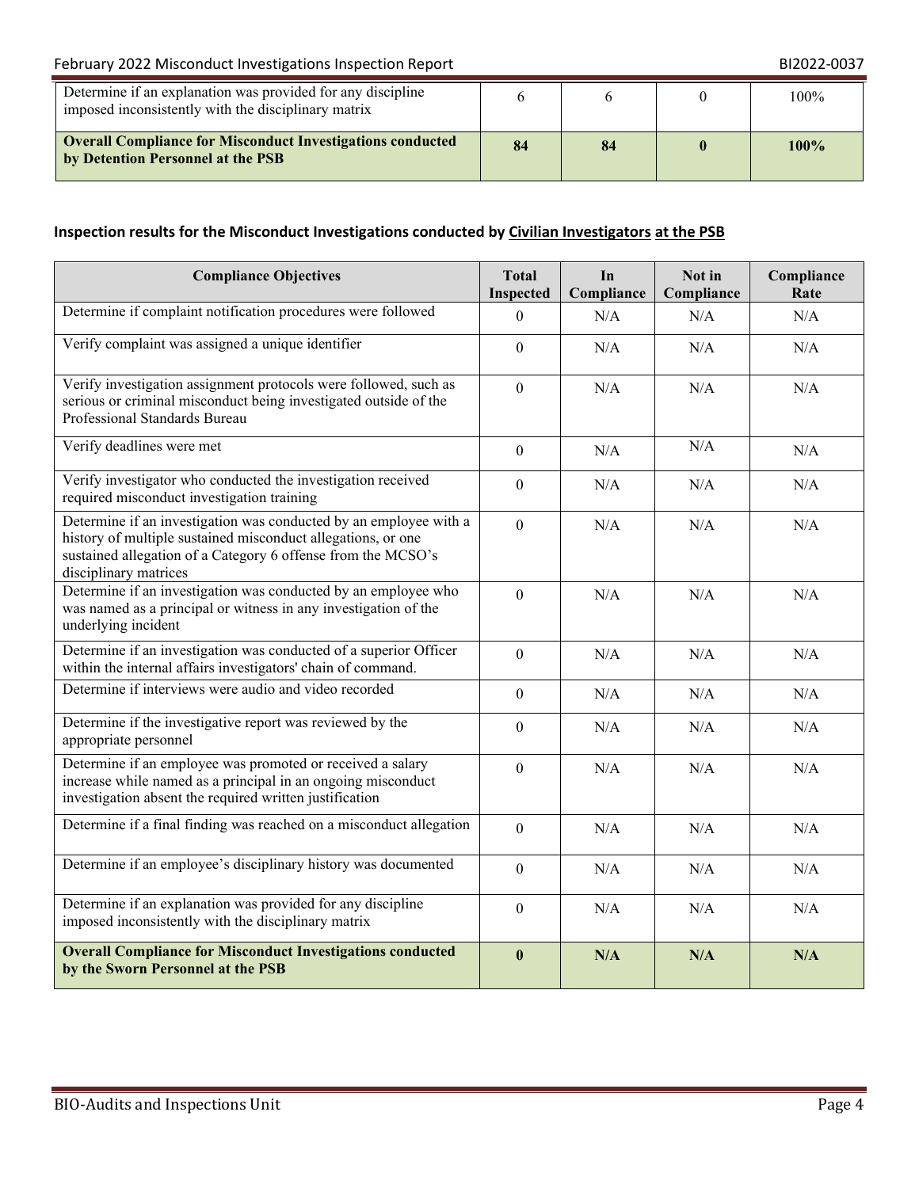| Determine if an explanation was provided for any discipline imposed inconsistently with the disciplinary matrix | 6 | 6 | 0 | 100% |
|---|---|---|---|---|
| **Overall Compliance for Misconduct Investigations conducted by Detention Personnel at the PSB** | **84** | **84** | **0** | **100%** |

**Inspection results for the Misconduct Investigations conducted by Civilian Investigators at the PSB**

| Compliance Objectives | Total Inspected | In Compliance | Not in Compliance | Compliance Rate |
|---|---|---|---|---|
| Determine if complaint notification procedures were followed | 0 | N/A | N/A | N/A |
| Verify complaint was assigned a unique identifier | 0 | N/A | N/A | N/A |
| Verify investigation assignment protocols were followed, such as serious or criminal misconduct being investigated outside of the Professional Standards Bureau | 0 | N/A | N/A | N/A |
| Verify deadlines were met | 0 | N/A | N/A | N/A |
| Verify investigator who conducted the investigation received required misconduct investigation training | 0 | N/A | N/A | N/A |
| Determine if an investigation was conducted by an employee with a history of multiple sustained misconduct allegations, or one sustained allegation of a Category 6 offense from the MCSO's disciplinary matrices | 0 | N/A | N/A | N/A |
| Determine if an investigation was conducted by an employee who was named as a principal or witness in any investigation of the underlying incident | 0 | N/A | N/A | N/A |
| Determine if an investigation was conducted of a superior Officer within the internal affairs investigators' chain of command. | 0 | N/A | N/A | N/A |
| Determine if interviews were audio and video recorded | 0 | N/A | N/A | N/A |
| Determine if the investigative report was reviewed by the appropriate personnel | 0 | N/A | N/A | N/A |
| Determine if an employee was promoted or received a salary increase while named as a principal in an ongoing misconduct investigation absent the required written justification | 0 | N/A | N/A | N/A |
| Determine if a final finding was reached on a misconduct allegation | 0 | N/A | N/A | N/A |
| Determine if an employee's disciplinary history was documented | 0 | N/A | N/A | N/A |
| Determine if an explanation was provided for any discipline imposed inconsistently with the disciplinary matrix | 0 | N/A | N/A | N/A |
| **Overall Compliance for Misconduct Investigations conducted by the Sworn Personnel at the PSB** | **0** | **N/A** | **N/A** | **N/A** |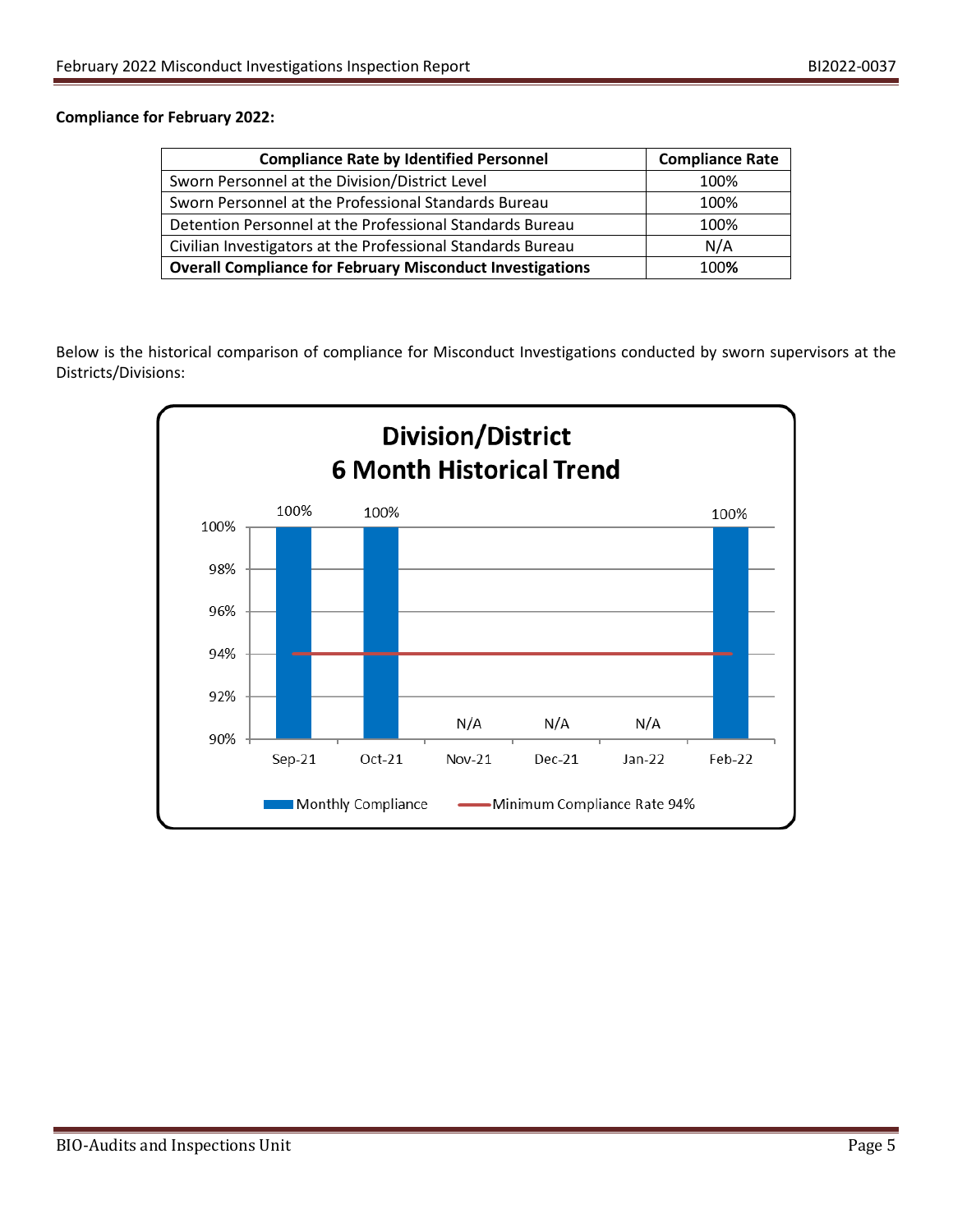**Compliance for February 2022:**

| Compliance Rate by Identified Personnel | Compliance Rate |
|---|---|
| Sworn Personnel at the Division/District Level | 100% |
| Sworn Personnel at the Professional Standards Bureau | 100% |
| Detention Personnel at the Professional Standards Bureau | 100% |
| Civilian Investigators at the Professional Standards Bureau | N/A |
| **Overall Compliance for February Misconduct Investigations** | **100%** |

Below is the historical comparison of compliance for Misconduct Investigations conducted by sworn supervisors at the Districts/Divisions:

**Division/District 6 Month Historical Trend**

| Month | Monthly Compliance | Minimum Compliance Rate |
|---|---|---|
| Sep-21 | 100% | 94% |
| Oct-21 | 100% | 94% |
| Nov-21 | N/A | 94% |
| Dec-21 | N/A | 94% |
| Jan-22 | N/A | 94% |
| Feb-22 | 100% | 94% |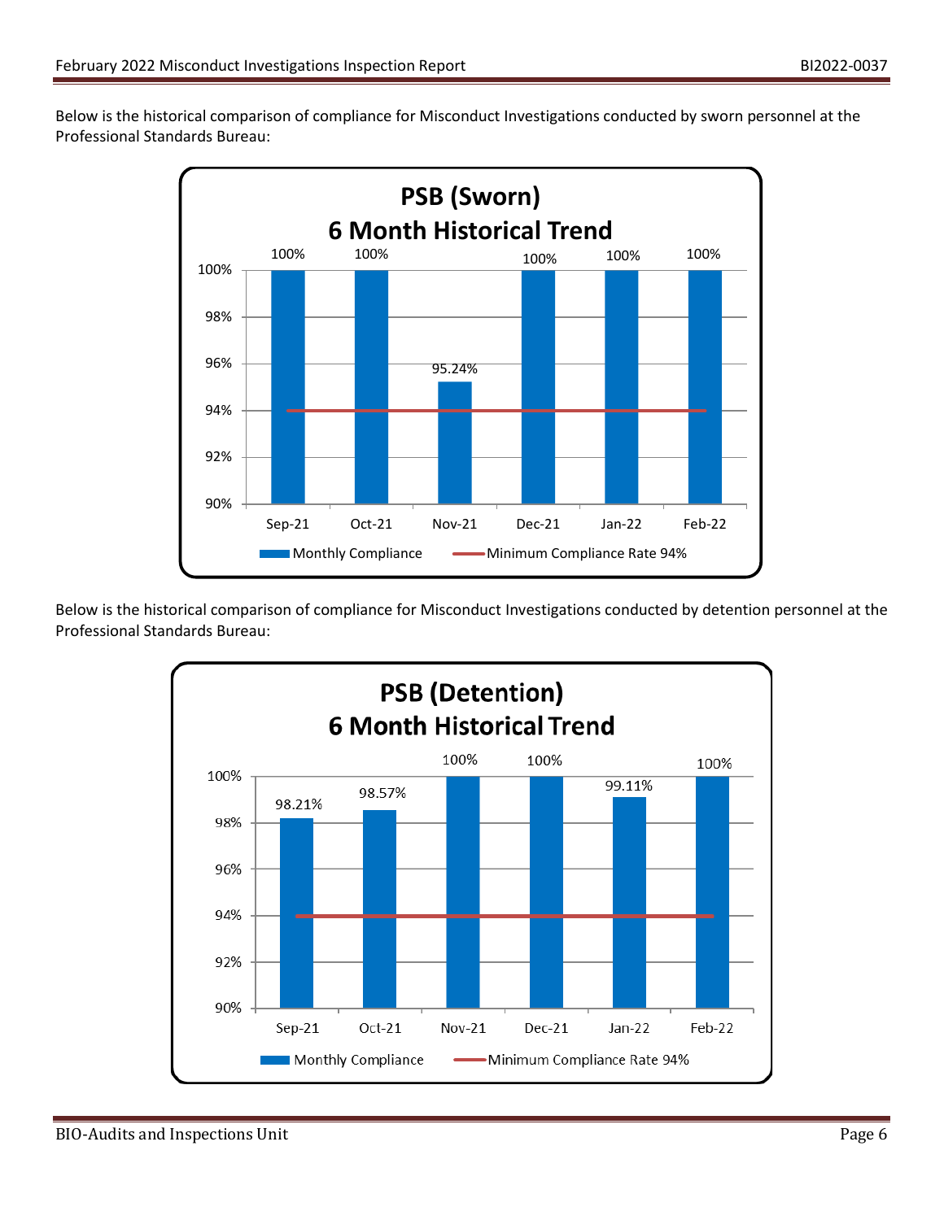Below is the historical comparison of compliance for Misconduct Investigations conducted by sworn personnel at the Professional Standards Bureau:

**PSB (Sworn)**
**6 Month Historical Trend**

| Month | Monthly Compliance | Minimum Compliance Rate |
|---|---|---|
| Sep-21 | 100% | 94% |
| Oct-21 | 100% | 94% |
| Nov-21 | 95.24% | 94% |
| Dec-21 | 100% | 94% |
| Jan-22 | 100% | 94% |
| Feb-22 | 100% | 94% |

Below is the historical comparison of compliance for Misconduct Investigations conducted by detention personnel at the Professional Standards Bureau:

**PSB (Detention)**
**6 Month Historical Trend**

| Month | Monthly Compliance | Minimum Compliance Rate |
|---|---|---|
| Sep-21 | 98.21% | 94% |
| Oct-21 | 98.57% | 94% |
| Nov-21 | 100% | 94% |
| Dec-21 | 100% | 94% |
| Jan-22 | 99.11% | 94% |
| Feb-22 | 100% | 94% |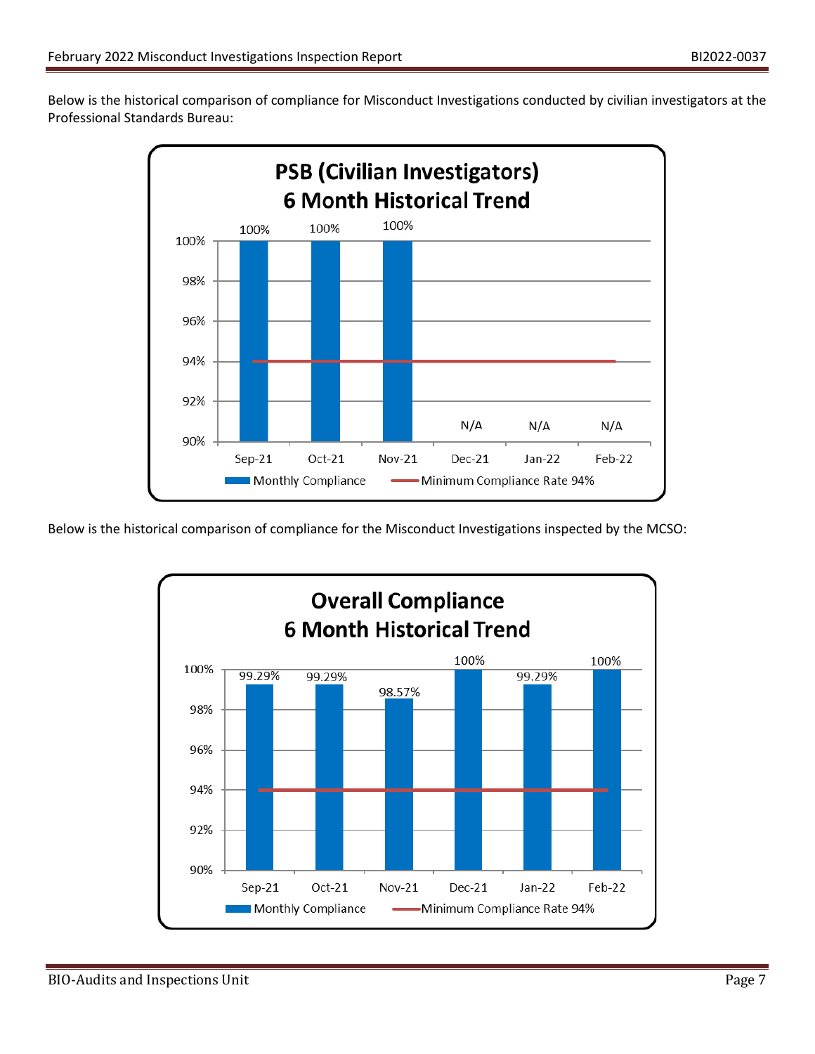Below is the historical comparison of compliance for Misconduct Investigations conducted by civilian investigators at the Professional Standards Bureau:

**PSB (Civilian Investigators) 6 Month Historical Trend**

| Month | Monthly Compliance | Minimum Compliance Rate 94% |
|---|---|---|
| Sep-21 | 100% | 94% |
| Oct-21 | 100% | 94% |
| Nov-21 | 100% | 94% |
| Dec-21 | N/A | 94% |
| Jan-22 | N/A | 94% |
| Feb-22 | N/A | 94% |

Below is the historical comparison of compliance for the Misconduct Investigations inspected by the MCSO:

**Overall Compliance 6 Month Historical Trend**

| Month | Monthly Compliance | Minimum Compliance Rate 94% |
|---|---|---|
| Sep-21 | 99.29% | 94% |
| Oct-21 | 99.29% | 94% |
| Nov-21 | 98.57% | 94% |
| Dec-21 | 100% | 94% |
| Jan-22 | 99.29% | 94% |
| Feb-22 | 100% | 94% |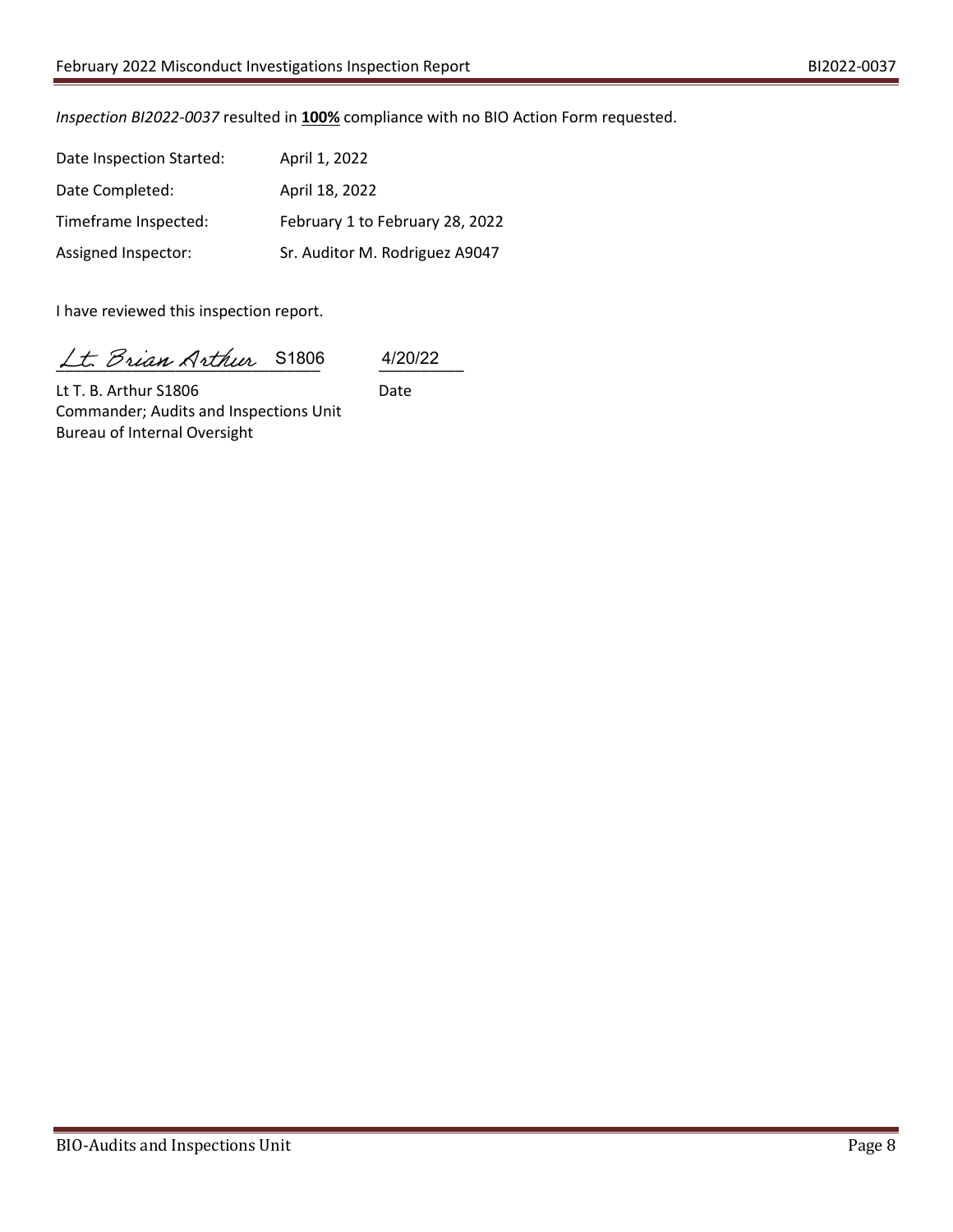*Inspection BI2022-0037* resulted in **<u>100%</u>** compliance with no BIO Action Form requested.

| | |
|---|---|
| Date Inspection Started: | April 1, 2022 |
| Date Completed: | April 18, 2022 |
| Timeframe Inspected: | February 1 to February 28, 2022 |
| Assigned Inspector: | Sr. Auditor M. Rodriguez A9047 |

I have reviewed this inspection report.

Lt. Brian Arthur S1806 4/20/22

Lt T. B. Arthur S1806 Date
Commander; Audits and Inspections Unit
Bureau of Internal Oversight